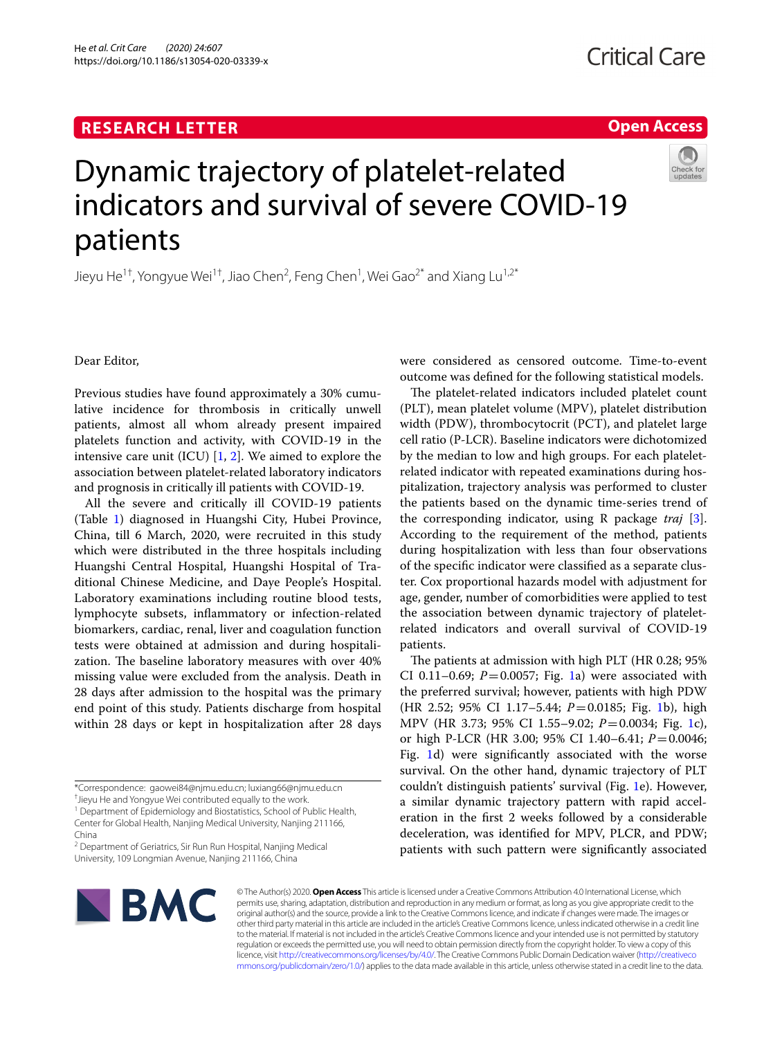RESEARCH LETTER

Open Access

# Dynamic trajectory of platelet-related indicators and survival of severe COVID-19 patients

Jieyu He[1†], Yongyue Wei[1†], Jiao Chen[2], Feng Chen[1], Wei Gao[2*] and Xiang Lu[1,2*]

Dear Editor,

Previous studies have found approximately a 30% cumulative incidence for thrombosis in critically unwell patients, almost all whom already present impaired platelets function and activity, with COVID-19 in the intensive care unit (ICU) [1, 2]. We aimed to explore the association between platelet-related laboratory indicators and prognosis in critically ill patients with COVID-19.

All the severe and critically ill COVID-19 patients (Table 1) diagnosed in Huangshi City, Hubei Province, China, till 6 March, 2020, were recruited in this study which were distributed in the three hospitals including Huangshi Central Hospital, Huangshi Hospital of Traditional Chinese Medicine, and Daye People's Hospital. Laboratory examinations including routine blood tests, lymphocyte subsets, inflammatory or infection-related biomarkers, cardiac, renal, liver and coagulation function tests were obtained at admission and during hospitalization. The baseline laboratory measures with over 40% missing value were excluded from the analysis. Death in 28 days after admission to the hospital was the primary end point of this study. Patients discharge from hospital within 28 days or kept in hospitalization after 28 days were considered as censored outcome. Time-to-event outcome was defined for the following statistical models.

The platelet-related indicators included platelet count (PLT), mean platelet volume (MPV), platelet distribution width (PDW), thrombocytocrit (PCT), and platelet large cell ratio (P-LCR). Baseline indicators were dichotomized by the median to low and high groups. For each platelet-related indicator with repeated examinations during hospitalization, trajectory analysis was performed to cluster the patients based on the dynamic time-series trend of the corresponding indicator, using R package *traj* [3]. According to the requirement of the method, patients during hospitalization with less than four observations of the specific indicator were classified as a separate cluster. Cox proportional hazards model with adjustment for age, gender, number of comorbidities were applied to test the association between dynamic trajectory of platelet-related indicators and overall survival of COVID-19 patients.

The patients at admission with high PLT (HR 0.28; 95% CI 0.11–0.69; $P = 0.0057$; Fig. 1a) were associated with the preferred survival; however, patients with high PDW (HR 2.52; 95% CI 1.17–5.44; $P = 0.0185$; Fig. 1b), high MPV (HR 3.73; 95% CI 1.55–9.02; $P = 0.0034$; Fig. 1c), or high P-LCR (HR 3.00; 95% CI 1.40–6.41; $P = 0.0046$; Fig. 1d) were significantly associated with the worse survival. On the other hand, dynamic trajectory of PLT couldn't distinguish patients' survival (Fig. 1e). However, a similar dynamic trajectory pattern with rapid acceleration in the first 2 weeks followed by a considerable deceleration, was identified for MPV, PLCR, and PDW; patients with such pattern were significantly associated

*Correspondence: gaowei84@njmu.edu.cn; luxiang66@njmu.edu.cn
†Jieyu He and Yongyue Wei contributed equally to the work.
[1] Department of Epidemiology and Biostatistics, School of Public Health, Center for Global Health, Nanjing Medical University, Nanjing 211166, China
[2] Department of Geriatrics, Sir Run Run Hospital, Nanjing Medical University, 109 Longmian Avenue, Nanjing 211166, China

© The Author(s) 2020. **Open Access** This article is licensed under a Creative Commons Attribution 4.0 International License, which permits use, sharing, adaptation, distribution and reproduction in any medium or format, as long as you give appropriate credit to the original author(s) and the source, provide a link to the Creative Commons licence, and indicate if changes were made. The images or other third party material in this article are included in the article's Creative Commons licence, unless indicated otherwise in a credit line to the material. If material is not included in the article's Creative Commons licence and your intended use is not permitted by statutory regulation or exceeds the permitted use, you will need to obtain permission directly from the copyright holder. To view a copy of this licence, visit http://creativecommons.org/licenses/by/4.0/. The Creative Commons Public Domain Dedication waiver (http://creativecommons.org/publicdomain/zero/1.0/) applies to the data made available in this article, unless otherwise stated in a credit line to the data.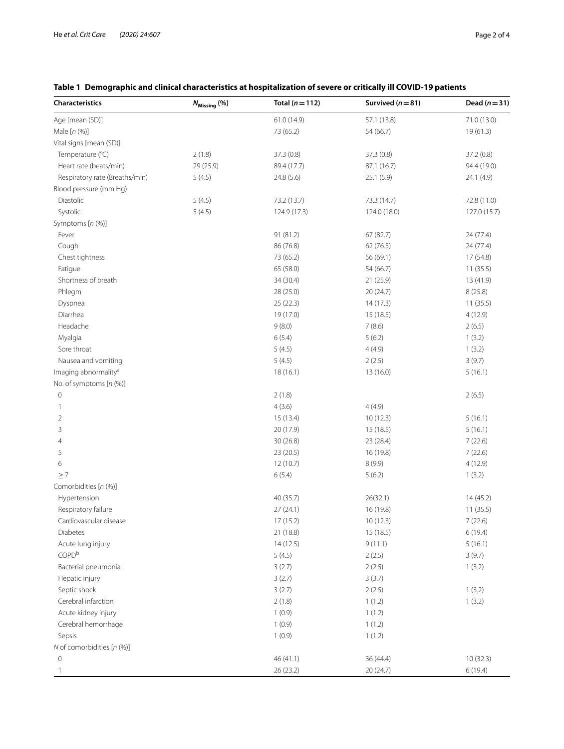**Table 1 Demographic and clinical characteristics at hospitalization of severe or critically ill COVID-19 patients**

| Characteristics | $N_{Missing}$ (%) | Total ($n = 112$) | Survived ($n = 81$) | Dead ($n = 31$) |
|---|---|---|---|---|
| Age [mean (SD)] | | 61.0 (14.9) | 57.1 (13.8) | 71.0 (13.0) |
| Male [*n* (%)] | | 73 (65.2) | 54 (66.7) | 19 (61.3) |
| Vital signs [mean (SD)] | | | | |
| Temperature (℃) | 2 (1.8) | 37.3 (0.8) | 37.3 (0.8) | 37.2 (0.8) |
| Heart rate (beats/min) | 29 (25.9) | 89.4 (17.7) | 87.1 (16.7) | 94.4 (19.0) |
| Respiratory rate (Breaths/min) | 5 (4.5) | 24.8 (5.6) | 25.1 (5.9) | 24.1 (4.9) |
| Blood pressure (mm Hg) | | | | |
| Diastolic | 5 (4.5) | 73.2 (13.7) | 73.3 (14.7) | 72.8 (11.0) |
| Systolic | 5 (4.5) | 124.9 (17.3) | 124.0 (18.0) | 127.0 (15.7) |
| Symptoms [*n* (%)] | | | | |
| Fever | | 91 (81.2) | 67 (82.7) | 24 (77.4) |
| Cough | | 86 (76.8) | 62 (76.5) | 24 (77.4) |
| Chest tightness | | 73 (65.2) | 56 (69.1) | 17 (54.8) |
| Fatigue | | 65 (58.0) | 54 (66.7) | 11 (35.5) |
| Shortness of breath | | 34 (30.4) | 21 (25.9) | 13 (41.9) |
| Phlegm | | 28 (25.0) | 20 (24.7) | 8 (25.8) |
| Dyspnea | | 25 (22.3) | 14 (17.3) | 11 (35.5) |
| Diarrhea | | 19 (17.0) | 15 (18.5) | 4 (12.9) |
| Headache | | 9 (8.0) | 7 (8.6) | 2 (6.5) |
| Myalgia | | 6 (5.4) | 5 (6.2) | 1 (3.2) |
| Sore throat | | 5 (4.5) | 4 (4.9) | 1 (3.2) |
| Nausea and vomiting | | 5 (4.5) | 2 (2.5) | 3 (9.7) |
| Imaging abnormality[a] | | 18 (16.1) | 13 (16.0) | 5 (16.1) |
| No. of symptoms [*n* (%)] | | | | |
| 0 | | 2 (1.8) | | 2 (6.5) |
| 1 | | 4 (3.6) | 4 (4.9) | |
| 2 | | 15 (13.4) | 10 (12.3) | 5 (16.1) |
| 3 | | 20 (17.9) | 15 (18.5) | 5 (16.1) |
| 4 | | 30 (26.8) | 23 (28.4) | 7 (22.6) |
| 5 | | 23 (20.5) | 16 (19.8) | 7 (22.6) |
| 6 | | 12 (10.7) | 8 (9.9) | 4 (12.9) |
| $\geq 7$ | | 6 (5.4) | 5 (6.2) | 1 (3.2) |
| Comorbidities [*n* (%)] | | | | |
| Hypertension | | 40 (35.7) | 26(32.1) | 14 (45.2) |
| Respiratory failure | | 27 (24.1) | 16 (19.8) | 11 (35.5) |
| Cardiovascular disease | | 17 (15.2) | 10 (12.3) | 7 (22.6) |
| Diabetes | | 21 (18.8) | 15 (18.5) | 6 (19.4) |
| Acute lung injury | | 14 (12.5) | 9 (11.1) | 5 (16.1) |
| COPD[b] | | 5 (4.5) | 2 (2.5) | 3 (9.7) |
| Bacterial pneumonia | | 3 (2.7) | 2 (2.5) | 1 (3.2) |
| Hepatic injury | | 3 (2.7) | 3 (3.7) | |
| Septic shock | | 3 (2.7) | 2 (2.5) | 1 (3.2) |
| Cerebral infarction | | 2 (1.8) | 1 (1.2) | 1 (3.2) |
| Acute kidney injury | | 1 (0.9) | 1 (1.2) | |
| Cerebral hemorrhage | | 1 (0.9) | 1 (1.2) | |
| Sepsis | | 1 (0.9) | 1 (1.2) | |
| *N* of comorbidities [*n* (%)] | | | | |
| 0 | | 46 (41.1) | 36 (44.4) | 10 (32.3) |
| 1 | | 26 (23.2) | 20 (24.7) | 6 (19.4) |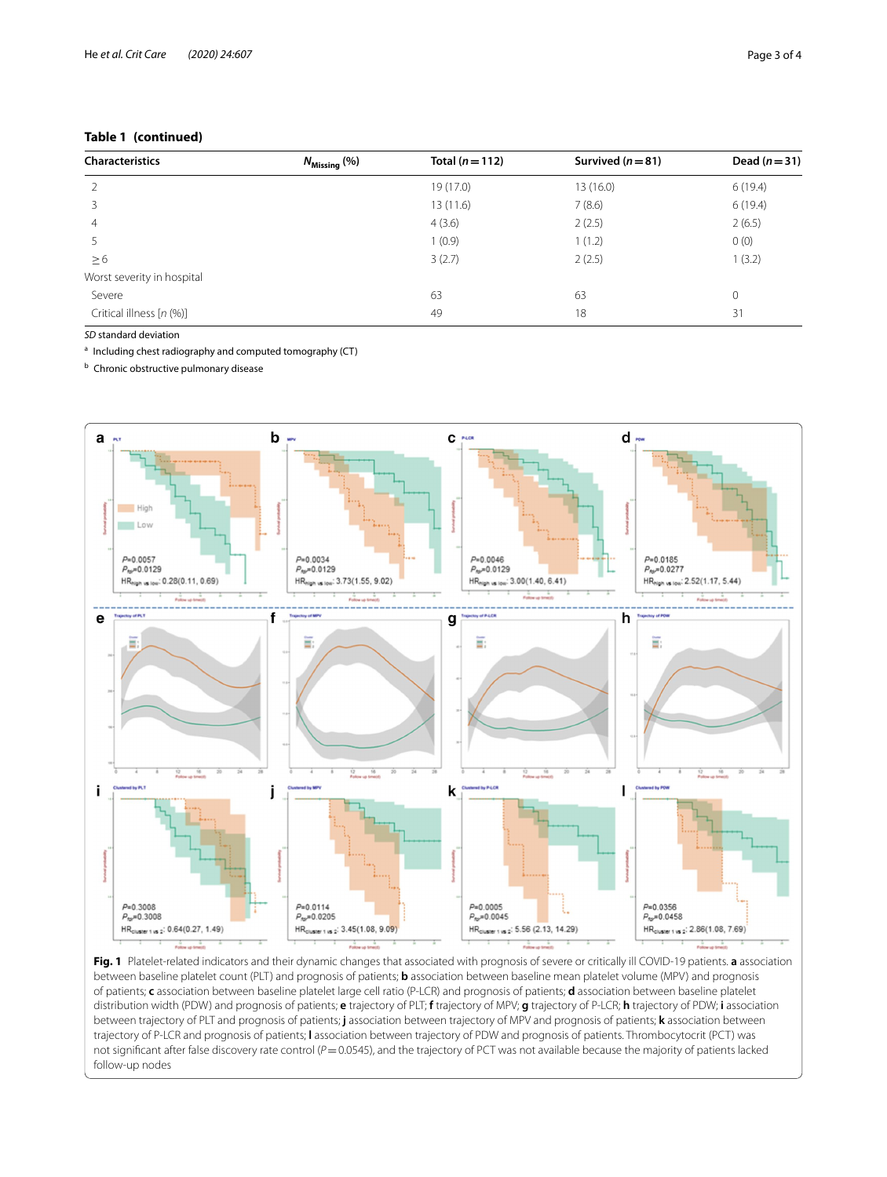**Table 1 (continued)**

| Characteristics | $N_{Missing}$ (%) | Total (n = 112) | Survived (n = 81) | Dead (n = 31) |
|---|---|---|---|---|
| 2 | | 19 (17.0) | 13 (16.0) | 6 (19.4) |
| 3 | | 13 (11.6) | 7 (8.6) | 6 (19.4) |
| 4 | | 4 (3.6) | 2 (2.5) | 2 (6.5) |
| 5 | | 1 (0.9) | 1 (1.2) | 0 (0) |
| ≥ 6 | | 3 (2.7) | 2 (2.5) | 1 (3.2) |
| Worst severity in hospital | | | | |
| Severe | | 63 | 63 | 0 |
| Critical illness [n (%)] | | 49 | 18 | 31 |

*SD* standard deviation

[a] Including chest radiography and computed tomography (CT)

[b] Chronic obstructive pulmonary disease

**Fig. 1** Platelet-related indicators and their dynamic changes that associated with prognosis of severe or critically ill COVID-19 patients. **a** association between baseline platelet count (PLT) and prognosis of patients; **b** association between baseline mean platelet volume (MPV) and prognosis of patients; **c** association between baseline platelet large cell ratio (P-LCR) and prognosis of patients; **d** association between baseline platelet distribution width (PDW) and prognosis of patients; **e** trajectory of PLT; **f** trajectory of MPV; **g** trajectory of P-LCR; **h** trajectory of PDW; **i** association between trajectory of PLT and prognosis of patients; **j** association between trajectory of MPV and prognosis of patients; **k** association between trajectory of P-LCR and prognosis of patients; **l** association between trajectory of PDW and prognosis of patients. Thrombocytocrit (PCT) was not significant after false discovery rate control ($P = 0.0545$), and the trajectory of PCT was not available because the majority of patients lacked follow-up nodes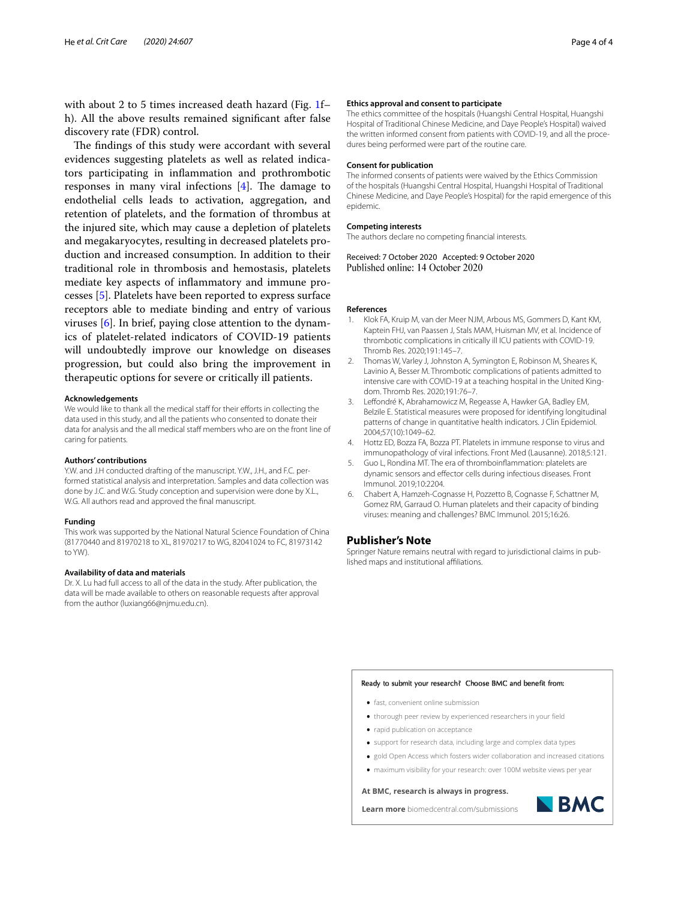with about 2 to 5 times increased death hazard (Fig. 1f–h). All the above results remained significant after false discovery rate (FDR) control.

The findings of this study were accordant with several evidences suggesting platelets as well as related indicators participating in inflammation and prothrombotic responses in many viral infections [4]. The damage to endothelial cells leads to activation, aggregation, and retention of platelets, and the formation of thrombus at the injured site, which may cause a depletion of platelets and megakaryocytes, resulting in decreased platelets production and increased consumption. In addition to their traditional role in thrombosis and hemostasis, platelets mediate key aspects of inflammatory and immune processes [5]. Platelets have been reported to express surface receptors able to mediate binding and entry of various viruses [6]. In brief, paying close attention to the dynamics of platelet-related indicators of COVID-19 patients will undoubtedly improve our knowledge on diseases progression, but could also bring the improvement in therapeutic options for severe or critically ill patients.

#### Acknowledgements
We would like to thank all the medical staff for their efforts in collecting the data used in this study, and all the patients who consented to donate their data for analysis and the all medical staff members who are on the front line of caring for patients.

#### Authors' contributions
Y.W. and J.H conducted drafting of the manuscript. Y.W., J.H., and F.C. performed statistical analysis and interpretation. Samples and data collection was done by J.C. and W.G. Study conception and supervision were done by X.L., W.G. All authors read and approved the final manuscript.

#### Funding
This work was supported by the National Natural Science Foundation of China (81770440 and 81970218 to XL, 81970217 to WG, 82041024 to FC, 81973142 to YW).

#### Availability of data and materials
Dr. X. Lu had full access to all of the data in the study. After publication, the data will be made available to others on reasonable requests after approval from the author (luxiang66@njmu.edu.cn).

#### Ethics approval and consent to participate
The ethics committee of the hospitals (Huangshi Central Hospital, Huangshi Hospital of Traditional Chinese Medicine, and Daye People's Hospital) waived the written informed consent from patients with COVID-19, and all the procedures being performed were part of the routine care.

#### Consent for publication
The informed consents of patients were waived by the Ethics Commission of the hospitals (Huangshi Central Hospital, Huangshi Hospital of Traditional Chinese Medicine, and Daye People's Hospital) for the rapid emergence of this epidemic.

#### Competing interests
The authors declare no competing financial interests.

Received: 7 October 2020 Accepted: 9 October 2020
Published online: 14 October 2020

#### References
1. Klok FA, Kruip M, van der Meer NJM, Arbous MS, Gommers D, Kant KM, Kaptein FHJ, van Paassen J, Stals MAM, Huisman MV, et al. Incidence of thrombotic complications in critically ill ICU patients with COVID-19. Thromb Res. 2020;191:145–7.
2. Thomas W, Varley J, Johnston A, Symington E, Robinson M, Sheares K, Lavinio A, Besser M. Thrombotic complications of patients admitted to intensive care with COVID-19 at a teaching hospital in the United Kingdom. Thromb Res. 2020;191:76–7.
3. Leffondré K, Abrahamowicz M, Regeasse A, Hawker GA, Badley EM, Belzile E. Statistical measures were proposed for identifying longitudinal patterns of change in quantitative health indicators. J Clin Epidemiol. 2004;57(10):1049–62.
4. Hottz ED, Bozza FA, Bozza PT. Platelets in immune response to virus and immunopathology of viral infections. Front Med (Lausanne). 2018;5:121.
5. Guo L, Rondina MT. The era of thromboinflammation: platelets are dynamic sensors and effector cells during infectious diseases. Front Immunol. 2019;10:2204.
6. Chabert A, Hamzeh-Cognasse H, Pozzetto B, Cognasse F, Schattner M, Gomez RM, Garraud O. Human platelets and their capacity of binding viruses: meaning and challenges? BMC Immunol. 2015;16:26.

### Publisher's Note
Springer Nature remains neutral with regard to jurisdictional claims in published maps and institutional affiliations.

Ready to submit your research? Choose BMC and benefit from:

- fast, convenient online submission
- thorough peer review by experienced researchers in your field
- rapid publication on acceptance
- support for research data, including large and complex data types
- gold Open Access which fosters wider collaboration and increased citations
- maximum visibility for your research: over 100M website views per year

**At BMC, research is always in progress.**

**Learn more** biomedcentral.com/submissions